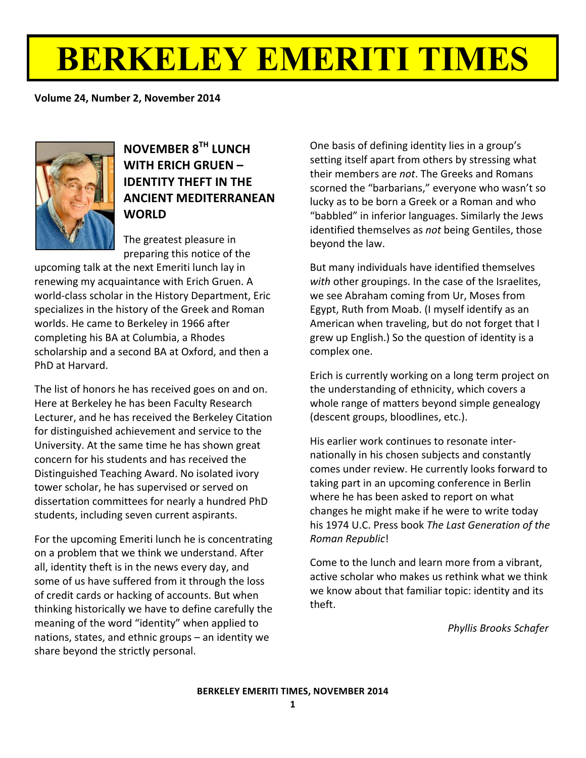# BERKELEY EMERITI TIMES

**Volume 24, Number 2, November 2014**

## NOVEMBER 8TH LUNCH WITH ERICH GRUEN – IDENTITY THEFT IN THE ANCIENT MEDITERRANEAN WORLD

The greatest pleasure in preparing this notice of the upcoming talk at the next Emeriti lunch lay in renewing my acquaintance with Erich Gruen. A world-class scholar in the History Department, Eric specializes in the history of the Greek and Roman worlds. He came to Berkeley in 1966 after completing his BA at Columbia, a Rhodes scholarship and a second BA at Oxford, and then a PhD at Harvard.

The list of honors he has received goes on and on. Here at Berkeley he has been Faculty Research Lecturer, and he has received the Berkeley Citation for distinguished achievement and service to the University. At the same time he has shown great concern for his students and has received the Distinguished Teaching Award. No isolated ivory tower scholar, he has supervised or served on dissertation committees for nearly a hundred PhD students, including seven current aspirants.

For the upcoming Emeriti lunch he is concentrating on a problem that we think we understand. After all, identity theft is in the news every day, and some of us have suffered from it through the loss of credit cards or hacking of accounts. But when thinking historically we have to define carefully the meaning of the word "identity" when applied to nations, states, and ethnic groups – an identity we share beyond the strictly personal.

One basis of defining identity lies in a group's setting itself apart from others by stressing what their members are *not*. The Greeks and Romans scorned the "barbarians," everyone who wasn't so lucky as to be born a Greek or a Roman and who "babbled" in inferior languages. Similarly the Jews identified themselves as *not* being Gentiles, those beyond the law.

But many individuals have identified themselves *with* other groupings. In the case of the Israelites, we see Abraham coming from Ur, Moses from Egypt, Ruth from Moab. (I myself identify as an American when traveling, but do not forget that I grew up English.) So the question of identity is a complex one.

Erich is currently working on a long term project on the understanding of ethnicity, which covers a whole range of matters beyond simple genealogy (descent groups, bloodlines, etc.).

His earlier work continues to resonate internationally in his chosen subjects and constantly comes under review. He currently looks forward to taking part in an upcoming conference in Berlin where he has been asked to report on what changes he might make if he were to write today his 1974 U.C. Press book *The Last Generation of the Roman Republic*!

Come to the lunch and learn more from a vibrant, active scholar who makes us rethink what we think we know about that familiar topic: identity and its theft.

*Phyllis Brooks Schafer*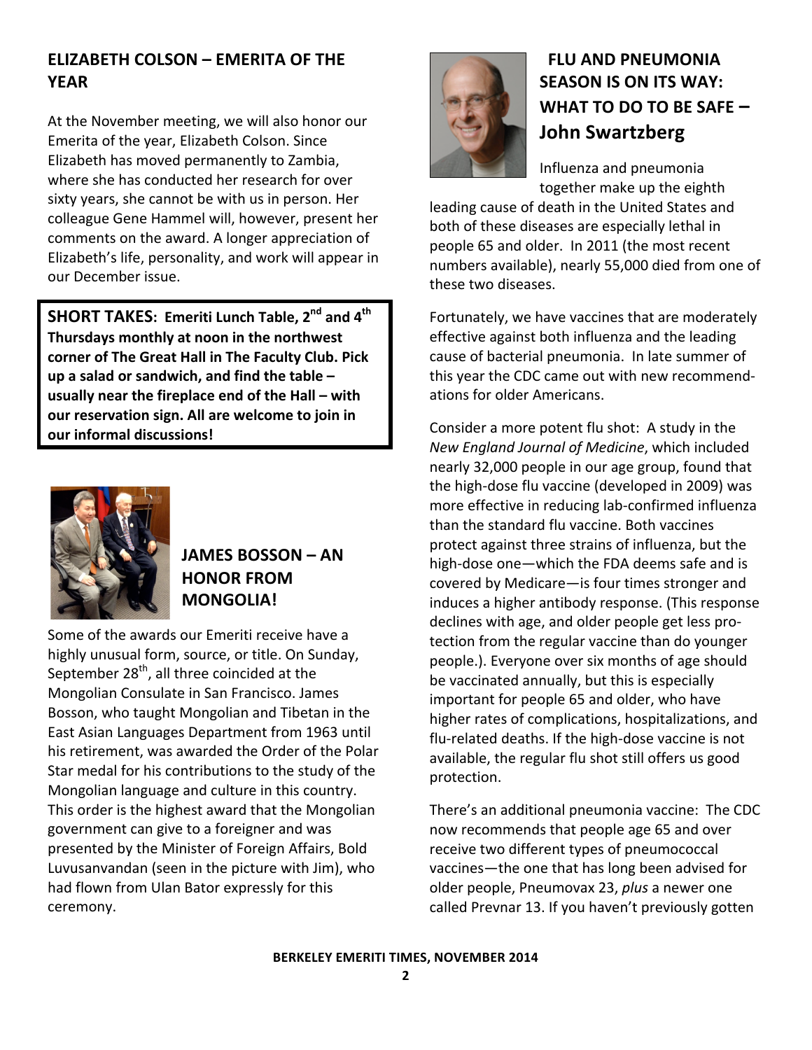## ELIZABETH COLSON – EMERITA OF THE YEAR

At the November meeting, we will also honor our Emerita of the year, Elizabeth Colson. Since Elizabeth has moved permanently to Zambia, where she has conducted her research for over sixty years, she cannot be with us in person. Her colleague Gene Hammel will, however, present her comments on the award. A longer appreciation of Elizabeth's life, personality, and work will appear in our December issue.

**SHORT TAKES: Emeriti Lunch Table, 2nd and 4th Thursdays monthly at noon in the northwest corner of The Great Hall in The Faculty Club. Pick up a salad or sandwich, and find the table – usually near the fireplace end of the Hall – with our reservation sign. All are welcome to join in our informal discussions!**

## JAMES BOSSON – AN HONOR FROM MONGOLIA!

Some of the awards our Emeriti receive have a highly unusual form, source, or title. On Sunday, September 28th, all three coincided at the Mongolian Consulate in San Francisco. James Bosson, who taught Mongolian and Tibetan in the East Asian Languages Department from 1963 until his retirement, was awarded the Order of the Polar Star medal for his contributions to the study of the Mongolian language and culture in this country. This order is the highest award that the Mongolian government can give to a foreigner and was presented by the Minister of Foreign Affairs, Bold Luvusanvandan (seen in the picture with Jim), who had flown from Ulan Bator expressly for this ceremony.

## FLU AND PNEUMONIA SEASON IS ON ITS WAY: WHAT TO DO TO BE SAFE – John Swartzberg

Influenza and pneumonia together make up the eighth leading cause of death in the United States and both of these diseases are especially lethal in people 65 and older. In 2011 (the most recent numbers available), nearly 55,000 died from one of these two diseases.

Fortunately, we have vaccines that are moderately effective against both influenza and the leading cause of bacterial pneumonia. In late summer of this year the CDC came out with new recommendations for older Americans.

Consider a more potent flu shot: A study in the *New England Journal of Medicine*, which included nearly 32,000 people in our age group, found that the high-dose flu vaccine (developed in 2009) was more effective in reducing lab-confirmed influenza than the standard flu vaccine. Both vaccines protect against three strains of influenza, but the high-dose one—which the FDA deems safe and is covered by Medicare—is four times stronger and induces a higher antibody response. (This response declines with age, and older people get less protection from the regular vaccine than do younger people.). Everyone over six months of age should be vaccinated annually, but this is especially important for people 65 and older, who have higher rates of complications, hospitalizations, and flu-related deaths. If the high-dose vaccine is not available, the regular flu shot still offers us good protection.

There's an additional pneumonia vaccine: The CDC now recommends that people age 65 and over receive two different types of pneumococcal vaccines—the one that has long been advised for older people, Pneumovax 23, *plus* a newer one called Prevnar 13. If you haven't previously gotten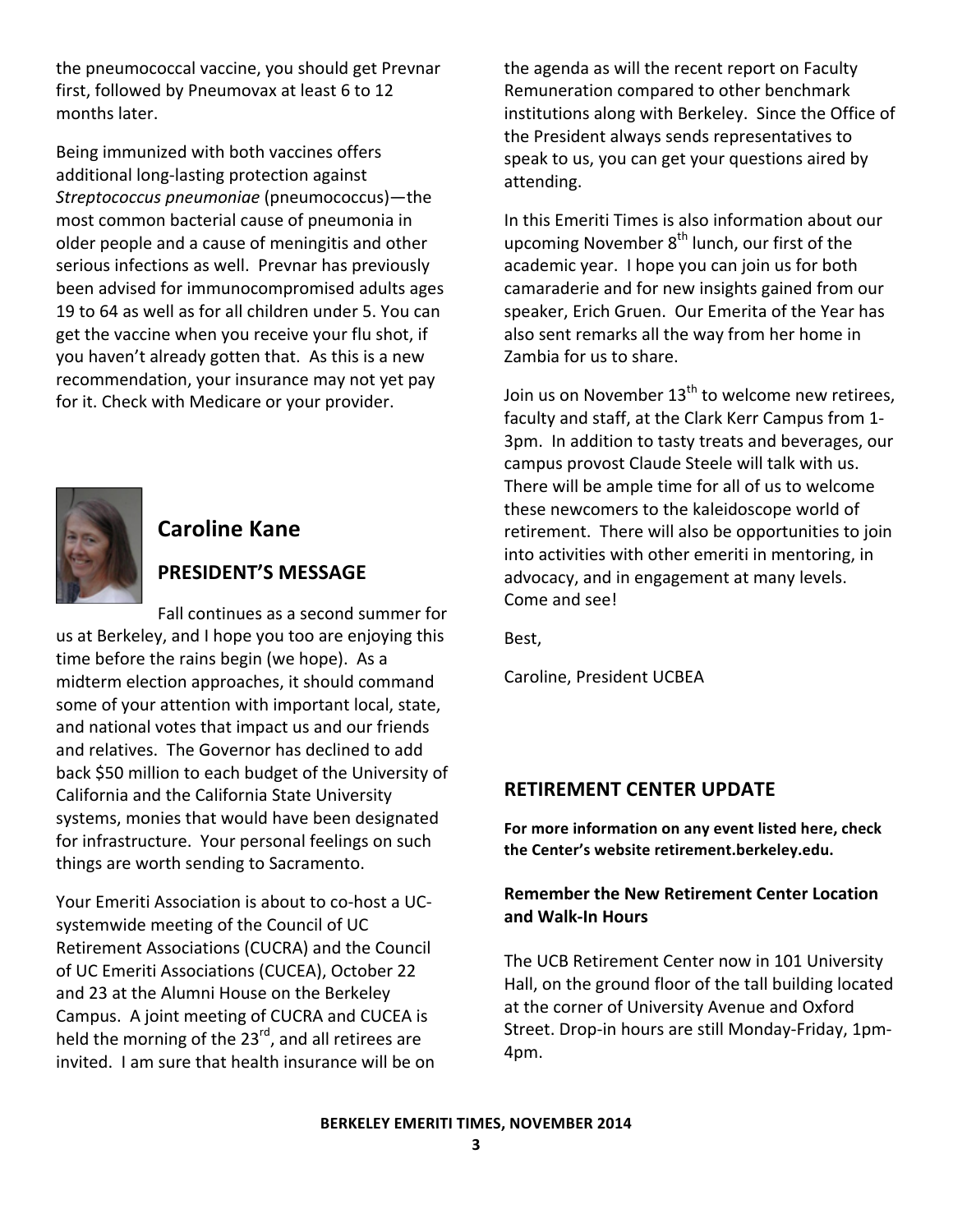the pneumococcal vaccine, you should get Prevnar first, followed by Pneumovax at least 6 to 12 months later.

Being immunized with both vaccines offers additional long-lasting protection against *Streptococcus pneumoniae* (pneumococcus)—the most common bacterial cause of pneumonia in older people and a cause of meningitis and other serious infections as well. Prevnar has previously been advised for immunocompromised adults ages 19 to 64 as well as for all children under 5. You can get the vaccine when you receive your flu shot, if you haven't already gotten that. As this is a new recommendation, your insurance may not yet pay for it. Check with Medicare or your provider.

## Caroline Kane

### PRESIDENT'S MESSAGE

Fall continues as a second summer for us at Berkeley, and I hope you too are enjoying this time before the rains begin (we hope). As a midterm election approaches, it should command some of your attention with important local, state, and national votes that impact us and our friends and relatives. The Governor has declined to add back $50 million to each budget of the University of California and the California State University systems, monies that would have been designated for infrastructure. Your personal feelings on such things are worth sending to Sacramento.

Your Emeriti Association is about to co-host a UC-systemwide meeting of the Council of UC Retirement Associations (CUCRA) and the Council of UC Emeriti Associations (CUCEA), October 22 and 23 at the Alumni House on the Berkeley Campus. A joint meeting of CUCRA and CUCEA is held the morning of the 23rd, and all retirees are invited. I am sure that health insurance will be on the agenda as will the recent report on Faculty Remuneration compared to other benchmark institutions along with Berkeley. Since the Office of the President always sends representatives to speak to us, you can get your questions aired by attending.

In this Emeriti Times is also information about our upcoming November 8th lunch, our first of the academic year. I hope you can join us for both camaraderie and for new insights gained from our speaker, Erich Gruen. Our Emerita of the Year has also sent remarks all the way from her home in Zambia for us to share.

Join us on November 13th to welcome new retirees, faculty and staff, at the Clark Kerr Campus from 1-3pm. In addition to tasty treats and beverages, our campus provost Claude Steele will talk with us. There will be ample time for all of us to welcome these newcomers to the kaleidoscope world of retirement. There will also be opportunities to join into activities with other emeriti in mentoring, in advocacy, and in engagement at many levels. Come and see!

Best,

Caroline, President UCBEA

## RETIREMENT CENTER UPDATE

**For more information on any event listed here, check the Center's website retirement.berkeley.edu.**

### Remember the New Retirement Center Location and Walk-In Hours

The UCB Retirement Center now in 101 University Hall, on the ground floor of the tall building located at the corner of University Avenue and Oxford Street. Drop-in hours are still Monday-Friday, 1pm-4pm.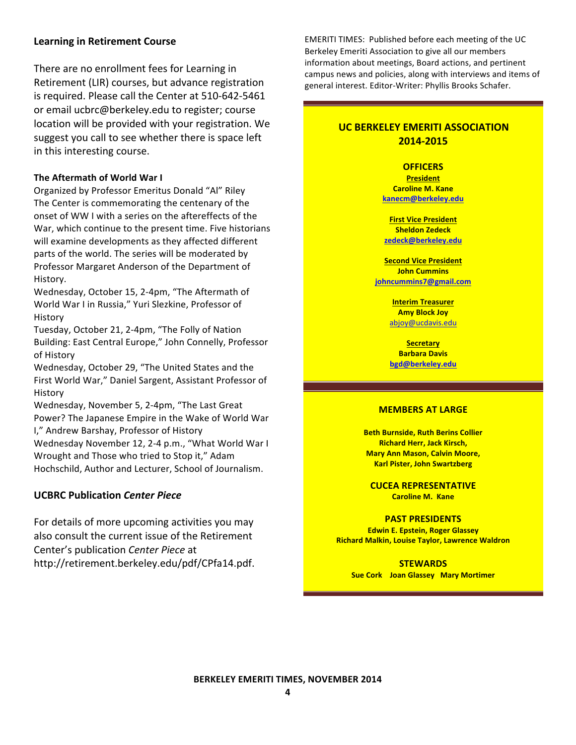## Learning in Retirement Course

There are no enrollment fees for Learning in Retirement (LIR) courses, but advance registration is required. Please call the Center at 510-642-5461 or email ucbrc@berkeley.edu to register; course location will be provided with your registration. We suggest you call to see whether there is space left in this interesting course.

### The Aftermath of World War I

Organized by Professor Emeritus Donald "Al" Riley
The Center is commemorating the centenary of the onset of WW I with a series on the aftereffects of the War, which continue to the present time. Five historians will examine developments as they affected different parts of the world. The series will be moderated by Professor Margaret Anderson of the Department of History.

Wednesday, October 15, 2-4pm, "The Aftermath of World War I in Russia," Yuri Slezkine, Professor of History

Tuesday, October 21, 2-4pm, "The Folly of Nation Building: East Central Europe," John Connelly, Professor of History

Wednesday, October 29, "The United States and the First World War," Daniel Sargent, Assistant Professor of History

Wednesday, November 5, 2-4pm, "The Last Great Power? The Japanese Empire in the Wake of World War I," Andrew Barshay, Professor of History

Wednesday November 12, 2-4 p.m., "What World War I Wrought and Those who tried to Stop it," Adam Hochschild, Author and Lecturer, School of Journalism.

## UCBRC Publication *Center Piece*

For details of more upcoming activities you may also consult the current issue of the Retirement Center's publication *Center Piece* at http://retirement.berkeley.edu/pdf/CPfa14.pdf.

EMERITI TIMES: Published before each meeting of the UC Berkeley Emeriti Association to give all our members information about meetings, Board actions, and pertinent campus news and policies, along with interviews and items of general interest. Editor-Writer: Phyllis Brooks Schafer.

## UC BERKELEY EMERITI ASSOCIATION 2014-2015

### OFFICERS

**President**
**Caroline M. Kane**
kanecm@berkeley.edu

**First Vice President**
**Sheldon Zedeck**
zedeck@berkeley.edu

**Second Vice President**
**John Cummins**
johncummins7@gmail.com

**Interim Treasurer**
**Amy Block Joy**
abjoy@ucdavis.edu

**Secretary**
**Barbara Davis**
bgd@berkeley.edu

### MEMBERS AT LARGE

**Beth Burnside, Ruth Berins Collier, Richard Herr, Jack Kirsch, Mary Ann Mason, Calvin Moore, Karl Pister, John Swartzberg**

### CUCEA REPRESENTATIVE

**Caroline M. Kane**

### PAST PRESIDENTS

**Edwin E. Epstein, Roger Glassey, Richard Malkin, Louise Taylor, Lawrence Waldron**

### STEWARDS

**Sue Cork Joan Glassey Mary Mortimer**